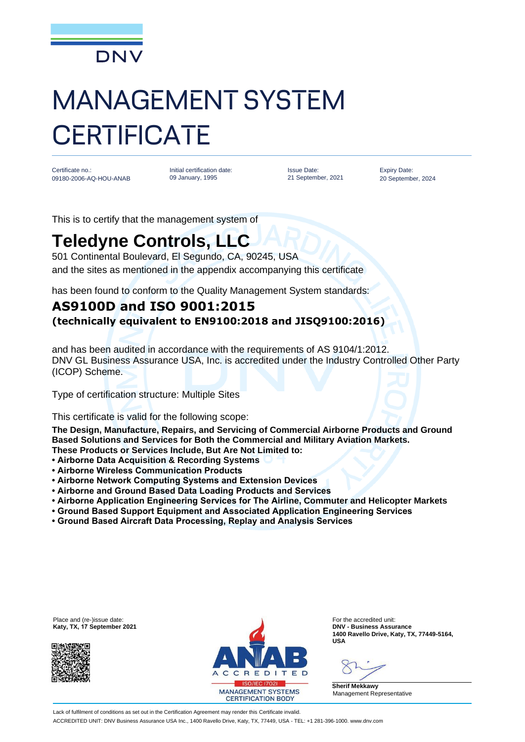DNV

# MANAGEMENT SYSTEM CERTIFICATE

| Certificate no.: | Initial certification date: | Issue Date: | Expiry Date: |
| --- | --- | --- | --- |
| 09180-2006-AQ-HOU-ANAB | 09 January, 1995 | 21 September, 2021 | 20 September, 2024 |

This is to certify that the management system of

## Teledyne Controls, LLC

501 Continental Boulevard, El Segundo, CA, 90245, USA
and the sites as mentioned in the appendix accompanying this certificate

has been found to conform to the Quality Management System standards:

### AS9100D and ISO 9001:2015

**(technically equivalent to EN9100:2018 and JISQ9100:2016)**

and has been audited in accordance with the requirements of AS 9104/1:2012.
DNV GL Business Assurance USA, Inc. is accredited under the Industry Controlled Other Party (ICOP) Scheme.

Type of certification structure: Multiple Sites

This certificate is valid for the following scope:

**The Design, Manufacture, Repairs, and Servicing of Commercial Airborne Products and Ground Based Solutions and Services for Both the Commercial and Military Aviation Markets.**
**These Products or Services Include, But Are Not Limited to:**

- **Airborne Data Acquisition & Recording Systems**
- **Airborne Wireless Communication Products**
- **Airborne Network Computing Systems and Extension Devices**
- **Airborne and Ground Based Data Loading Products and Services**
- **Airborne Application Engineering Services for The Airline, Commuter and Helicopter Markets**
- **Ground Based Support Equipment and Associated Application Engineering Services**
- **Ground Based Aircraft Data Processing, Replay and Analysis Services**

Place and (re-)issue date:
**Katy, TX, 17 September 2021**

ANAB ACCREDITED
ISO/IEC 17021
MANAGEMENT SYSTEMS CERTIFICATION BODY

For the accredited unit:
**DNV - Business Assurance**
**1400 Ravello Drive, Katy, TX, 77449-5164, USA**

**Sherif Mekkawy**
Management Representative

Lack of fulfilment of conditions as set out in the Certification Agreement may render this Certificate invalid.
ACCREDITED UNIT: DNV Business Assurance USA Inc., 1400 Ravello Drive, Katy, TX, 77449, USA - TEL: +1 281-396-1000. www.dnv.com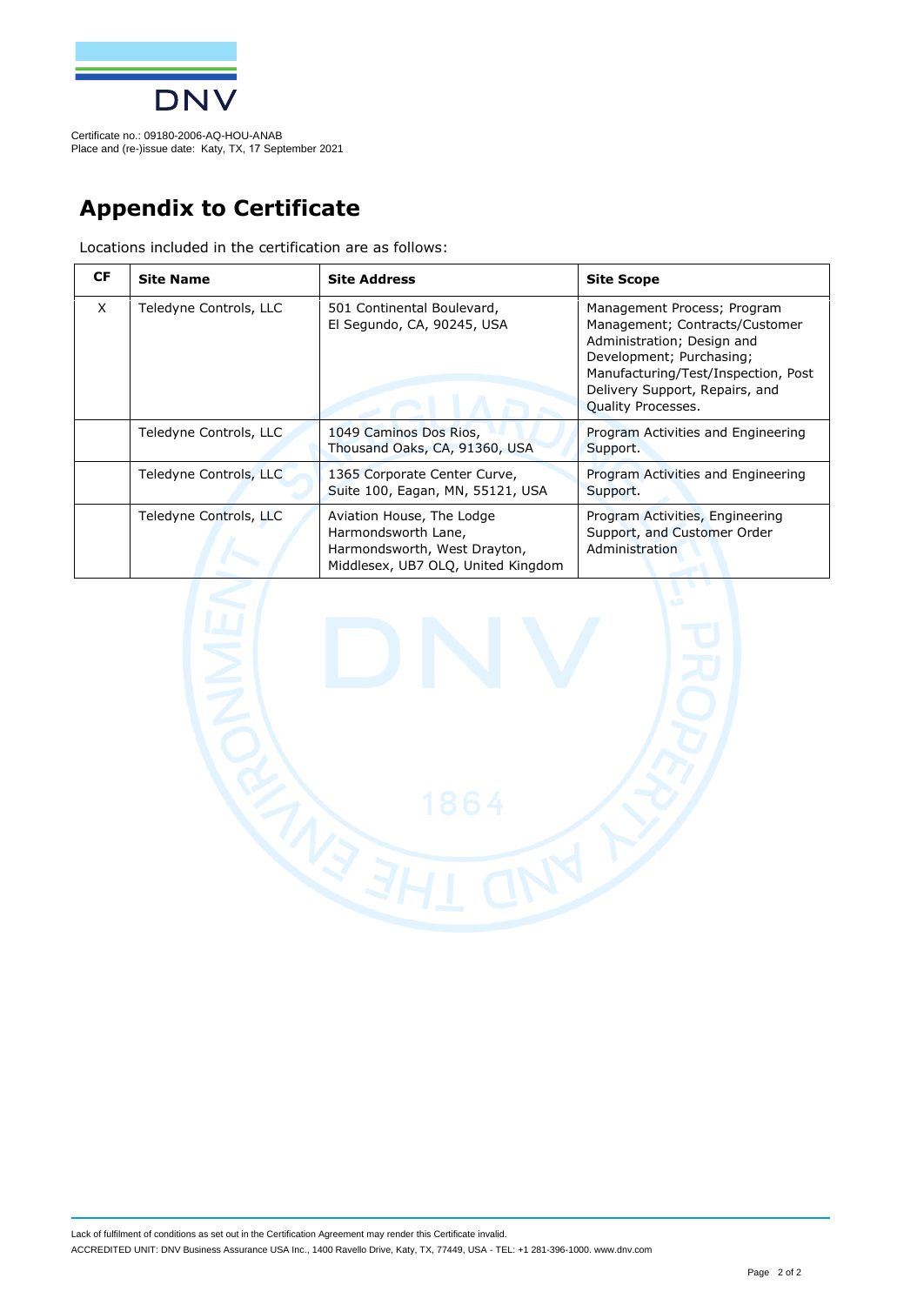Certificate no.: 09180-2006-AQ-HOU-ANAB
Place and (re-)issue date: Katy, TX, 17 September 2021

# Appendix to Certificate

Locations included in the certification are as follows:

| CF | Site Name | Site Address | Site Scope |
|---|---|---|---|
| X | Teledyne Controls, LLC | 501 Continental Boulevard, El Segundo, CA, 90245, USA | Management Process; Program Management; Contracts/Customer Administration; Design and Development; Purchasing; Manufacturing/Test/Inspection, Post Delivery Support, Repairs, and Quality Processes. |
| | Teledyne Controls, LLC | 1049 Caminos Dos Rios, Thousand Oaks, CA, 91360, USA | Program Activities and Engineering Support. |
| | Teledyne Controls, LLC | 1365 Corporate Center Curve, Suite 100, Eagan, MN, 55121, USA | Program Activities and Engineering Support. |
| | Teledyne Controls, LLC | Aviation House, The Lodge Harmondsworth Lane, Harmondsworth, West Drayton, Middlesex, UB7 0LQ, United Kingdom | Program Activities, Engineering Support, and Customer Order Administration |

Lack of fulfilment of conditions as set out in the Certification Agreement may render this Certificate invalid.

ACCREDITED UNIT: DNV Business Assurance USA Inc., 1400 Ravello Drive, Katy, TX, 77449, USA - TEL: +1 281-396-1000. www.dnv.com